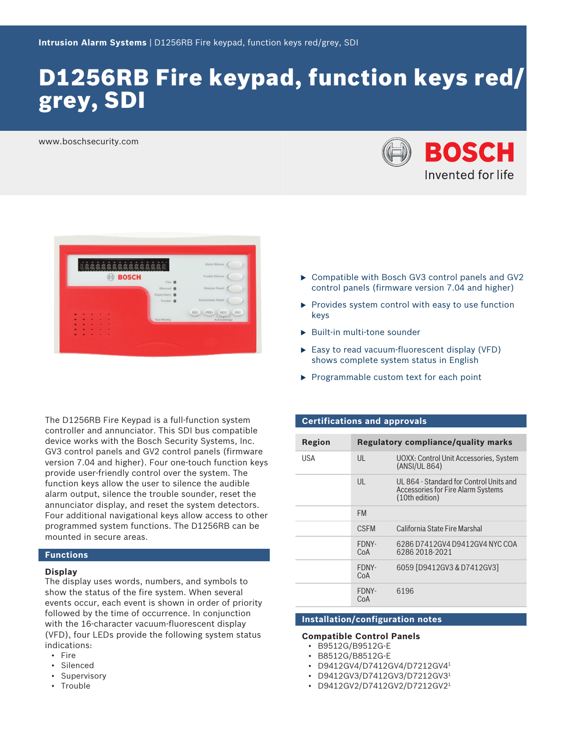Intrusion Alarm Systems | D1256RB Fire keypad, function keys red/grey, SDI

# D1256RB Fire keypad, function keys red/grey, SDI

www.boschsecurity.com

- Compatible with Bosch GV3 control panels and GV2 control panels (firmware version 7.04 and higher)
- Provides system control with easy to use function keys
- Built-in multi-tone sounder
- Easy to read vacuum-fluorescent display (VFD) shows complete system status in English
- Programmable custom text for each point

The D1256RB Fire Keypad is a full-function system controller and annunciator. This SDI bus compatible device works with the Bosch Security Systems, Inc. GV3 control panels and GV2 control panels (firmware version 7.04 and higher). Four one-touch function keys provide user-friendly control over the system. The function keys allow the user to silence the audible alarm output, silence the trouble sounder, reset the annunciator display, and reset the system detectors. Four additional navigational keys allow access to other programmed system functions. The D1256RB can be mounted in secure areas.

## Functions

### Display

The display uses words, numbers, and symbols to show the status of the fire system. When several events occur, each event is shown in order of priority followed by the time of occurrence. In conjunction with the 16-character vacuum-fluorescent display (VFD), four LEDs provide the following system status indications:

- Fire
- Silenced
- Supervisory
- Trouble

## Certifications and approvals

| Region | Regulatory compliance/quality marks | |
| --- | --- | --- |
| USA | UL | UOXX: Control Unit Accessories, System (ANSI/UL 864) |
| | UL | UL 864 - Standard for Control Units and Accessories for Fire Alarm Systems (10th edition) |
| | FM | |
| | CSFM | California State Fire Marshal |
| | FDNY-CoA | 6286 D7412GV4 D9412GV4 NYC COA 6286 2018-2021 |
| | FDNY-CoA | 6059 [D9412GV3 & D7412GV3] |
| | FDNY-CoA | 6196 |

## Installation/configuration notes

### Compatible Control Panels

- B9512G/B9512G-E
- B8512G/B8512G-E
- D9412GV4/D7412GV4/D7212GV4[1]
- D9412GV3/D7412GV3/D7212GV3[1]
- D9412GV2/D7412GV2/D7212GV2[1]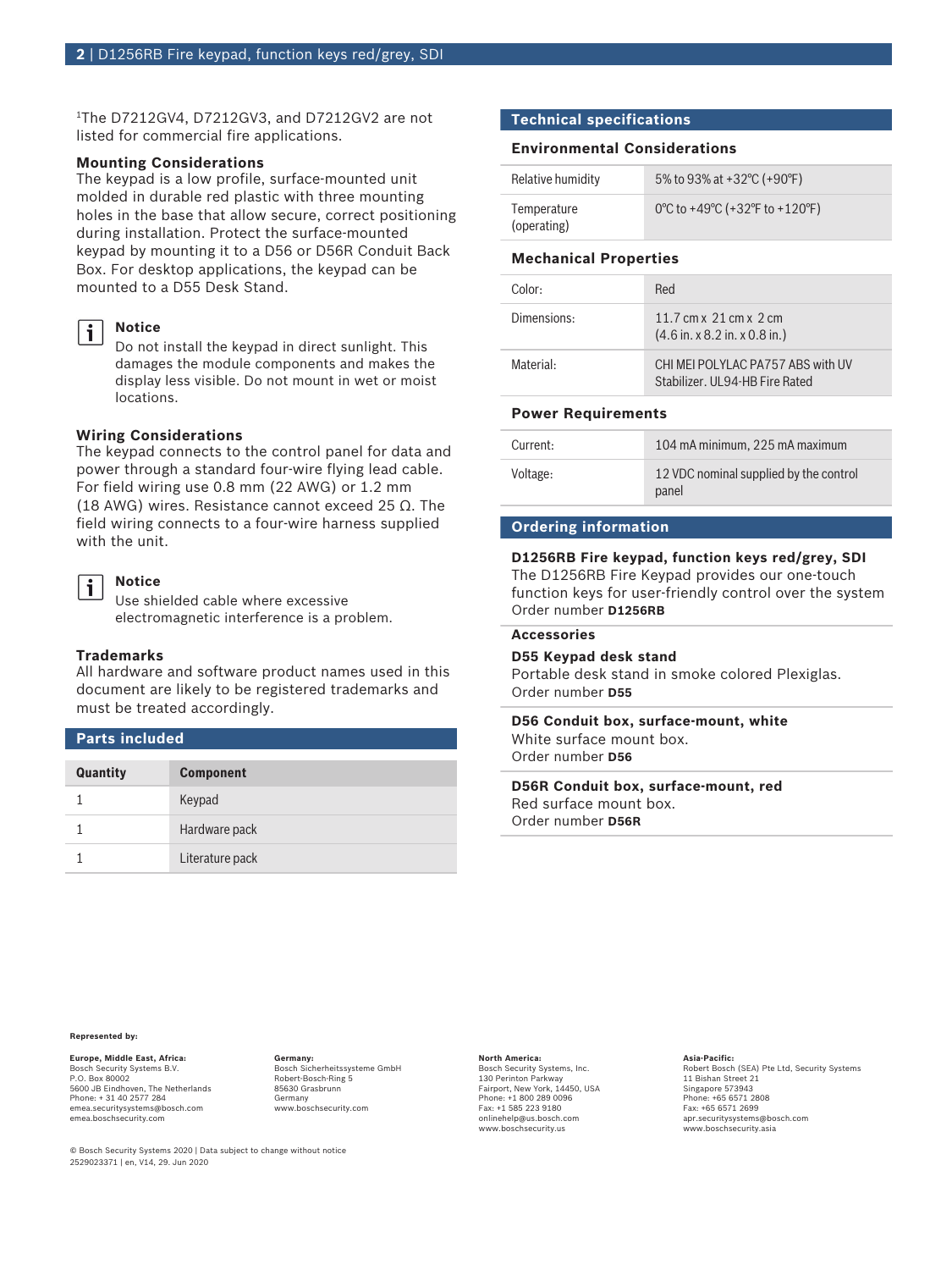[1]The D7212GV4, D7212GV3, and D7212GV2 are not listed for commercial fire applications.

**Mounting Considerations**

The keypad is a low profile, surface-mounted unit molded in durable red plastic with three mounting holes in the base that allow secure, correct positioning during installation. Protect the surface-mounted keypad by mounting it to a D56 or D56R Conduit Back Box. For desktop applications, the keypad can be mounted to a D55 Desk Stand.

> **Notice**
> Do not install the keypad in direct sunlight. This damages the module components and makes the display less visible. Do not mount in wet or moist locations.

**Wiring Considerations**

The keypad connects to the control panel for data and power through a standard four-wire flying lead cable. For field wiring use 0.8 mm (22 AWG) or 1.2 mm (18 AWG) wires. Resistance cannot exceed 25 Ω. The field wiring connects to a four-wire harness supplied with the unit.

> **Notice**
> Use shielded cable where excessive electromagnetic interference is a problem.

**Trademarks**

All hardware and software product names used in this document are likely to be registered trademarks and must be treated accordingly.

## Parts included

| Quantity | Component |
|---|---|
| 1 | Keypad |
| 1 | Hardware pack |
| 1 | Literature pack |

## Technical specifications

### Environmental Considerations

| | |
|---|---|
| Relative humidity | 5% to 93% at +32°C (+90°F) |
| Temperature (operating) | 0°C to +49°C (+32°F to +120°F) |

### Mechanical Properties

| | |
|---|---|
| Color: | Red |
| Dimensions: | 11.7 cm x 21 cm x 2 cm (4.6 in. x 8.2 in. x 0.8 in.) |
| Material: | CHI MEI POLYLAC PA757 ABS with UV Stabilizer. UL94-HB Fire Rated |

### Power Requirements

| | |
|---|---|
| Current: | 104 mA minimum, 225 mA maximum |
| Voltage: | 12 VDC nominal supplied by the control panel |

## Ordering information

**D1256RB Fire keypad, function keys red/grey, SDI**
The D1256RB Fire Keypad provides our one-touch function keys for user-friendly control over the system
Order number **D1256RB**

### Accessories

**D55 Keypad desk stand**
Portable desk stand in smoke colored Plexiglas.
Order number **D55**

**D56 Conduit box, surface-mount, white**
White surface mount box.
Order number **D56**

**D56R Conduit box, surface-mount, red**
Red surface mount box.
Order number **D56R**

**Represented by:**

**Europe, Middle East, Africa:**
Bosch Security Systems B.V.
P.O. Box 80002
5600 JB Eindhoven, The Netherlands
Phone: + 31 40 2577 284
emea.securitysystems@bosch.com
emea.boschsecurity.com

**Germany:**
Bosch Sicherheitssysteme GmbH
Robert-Bosch-Ring 5
85630 Grasbrunn
Germany
www.boschsecurity.com

**North America:**
Bosch Security Systems, Inc.
130 Perinton Parkway
Fairport, New York, 14450, USA
Phone: +1 800 289 0096
Fax: +1 585 223 9180
onlinehelp@us.bosch.com
www.boschsecurity.us

**Asia-Pacific:**
Robert Bosch (SEA) Pte Ltd, Security Systems
11 Bishan Street 21
Singapore 573943
Phone: +65 6571 2808
Fax: +65 6571 2699
apr.securitysystems@bosch.com
www.boschsecurity.asia

© Bosch Security Systems 2020 | Data subject to change without notice
2529023371 | en, V14, 29. Jun 2020